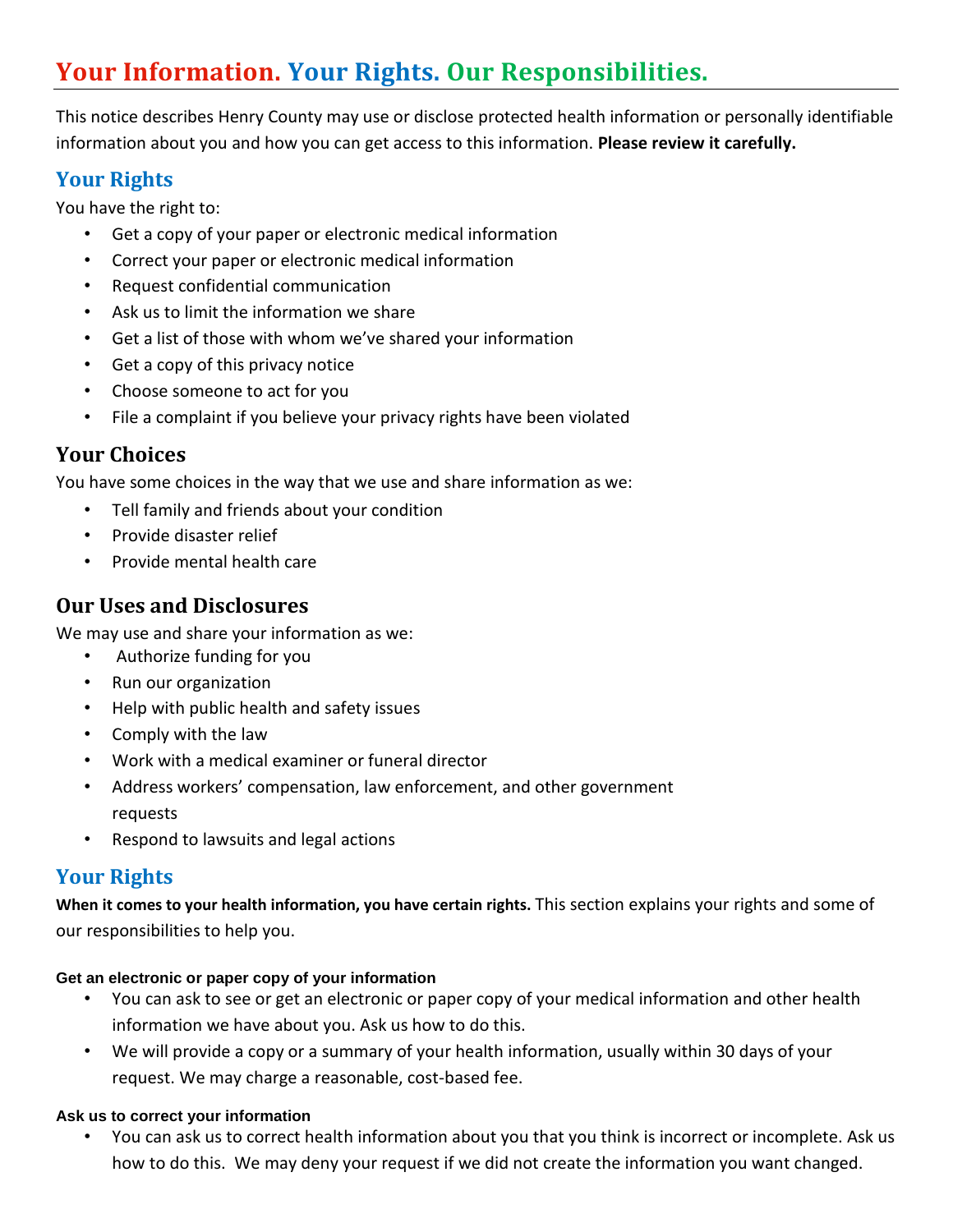# Your Information. Your Rights. Our Responsibilities.

This notice describes Henry County may use or disclose protected health information or personally identifiable information about you and how you can get access to this information. **Please review it carefully.**

## Your Rights

You have the right to:

- Get a copy of your paper or electronic medical information
- Correct your paper or electronic medical information
- Request confidential communication
- Ask us to limit the information we share
- Get a list of those with whom we've shared your information
- Get a copy of this privacy notice
- Choose someone to act for you
- File a complaint if you believe your privacy rights have been violated

## Your Choices

You have some choices in the way that we use and share information as we:

- Tell family and friends about your condition
- Provide disaster relief
- Provide mental health care

## Our Uses and Disclosures

We may use and share your information as we:

- Authorize funding for you
- Run our organization
- Help with public health and safety issues
- Comply with the law
- Work with a medical examiner or funeral director
- Address workers' compensation, law enforcement, and other government requests
- Respond to lawsuits and legal actions

## Your Rights

**When it comes to your health information, you have certain rights.** This section explains your rights and some of our responsibilities to help you.

#### Get an electronic or paper copy of your information

- You can ask to see or get an electronic or paper copy of your medical information and other health information we have about you. Ask us how to do this.
- We will provide a copy or a summary of your health information, usually within 30 days of your request. We may charge a reasonable, cost-based fee.

#### Ask us to correct your information

- You can ask us to correct health information about you that you think is incorrect or incomplete. Ask us how to do this. We may deny your request if we did not create the information you want changed.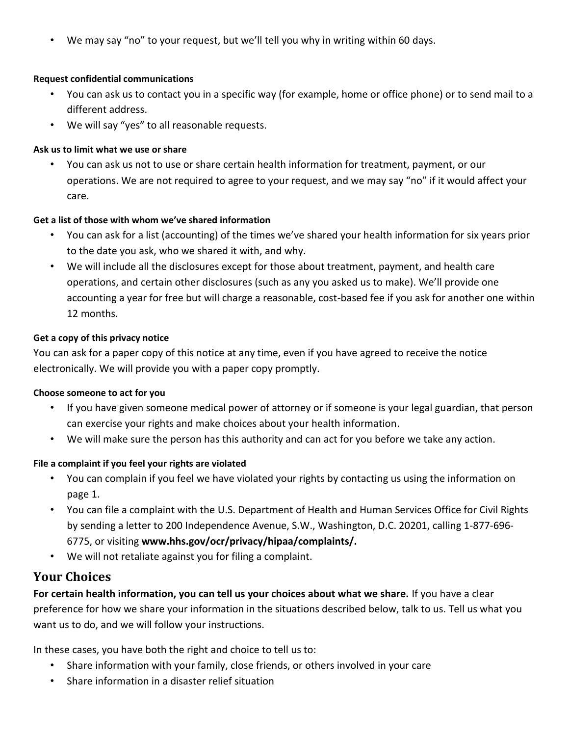- We may say "no" to your request, but we'll tell you why in writing within 60 days.

**Request confidential communications**

- You can ask us to contact you in a specific way (for example, home or office phone) or to send mail to a different address.
- We will say "yes" to all reasonable requests.

**Ask us to limit what we use or share**

- You can ask us not to use or share certain health information for treatment, payment, or our operations. We are not required to agree to your request, and we may say "no" if it would affect your care.

**Get a list of those with whom we've shared information**

- You can ask for a list (accounting) of the times we've shared your health information for six years prior to the date you ask, who we shared it with, and why.
- We will include all the disclosures except for those about treatment, payment, and health care operations, and certain other disclosures (such as any you asked us to make). We'll provide one accounting a year for free but will charge a reasonable, cost-based fee if you ask for another one within 12 months.

**Get a copy of this privacy notice**

You can ask for a paper copy of this notice at any time, even if you have agreed to receive the notice electronically. We will provide you with a paper copy promptly.

**Choose someone to act for you**

- If you have given someone medical power of attorney or if someone is your legal guardian, that person can exercise your rights and make choices about your health information.
- We will make sure the person has this authority and can act for you before we take any action.

**File a complaint if you feel your rights are violated**

- You can complain if you feel we have violated your rights by contacting us using the information on page 1.
- You can file a complaint with the U.S. Department of Health and Human Services Office for Civil Rights by sending a letter to 200 Independence Avenue, S.W., Washington, D.C. 20201, calling 1-877-696-6775, or visiting **www.hhs.gov/ocr/privacy/hipaa/complaints/.**
- We will not retaliate against you for filing a complaint.

## Your Choices

**For certain health information, you can tell us your choices about what we share.** If you have a clear preference for how we share your information in the situations described below, talk to us. Tell us what you want us to do, and we will follow your instructions.

In these cases, you have both the right and choice to tell us to:

- Share information with your family, close friends, or others involved in your care
- Share information in a disaster relief situation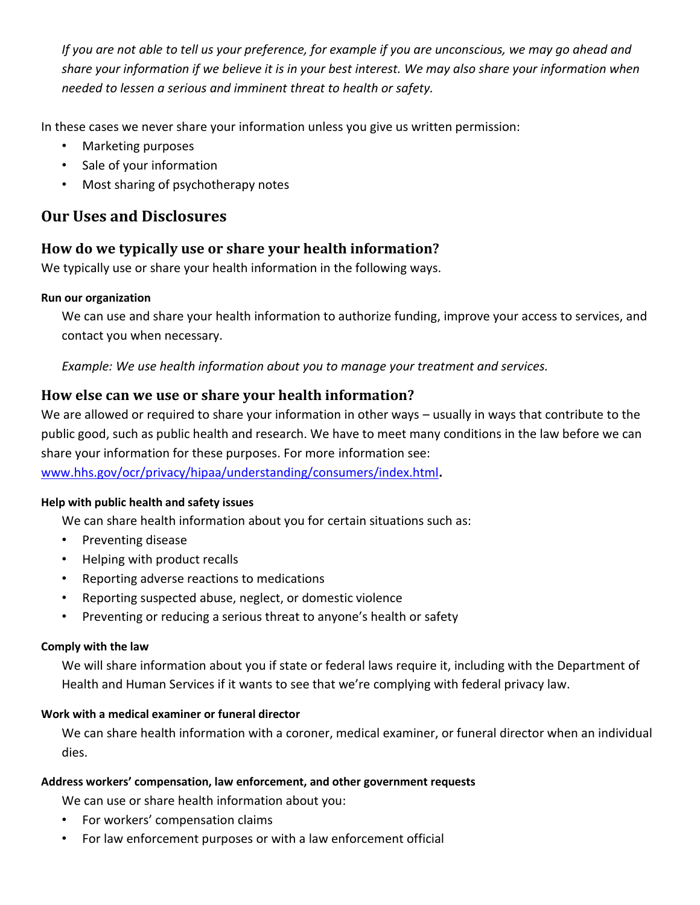*If you are not able to tell us your preference, for example if you are unconscious, we may go ahead and share your information if we believe it is in your best interest. We may also share your information when needed to lessen a serious and imminent threat to health or safety.*

In these cases we never share your information unless you give us written permission:

- Marketing purposes
- Sale of your information
- Most sharing of psychotherapy notes

## Our Uses and Disclosures

### How do we typically use or share your health information?

We typically use or share your health information in the following ways.

#### Run our organization

We can use and share your health information to authorize funding, improve your access to services, and contact you when necessary.

*Example: We use health information about you to manage your treatment and services.*

### How else can we use or share your health information?

We are allowed or required to share your information in other ways – usually in ways that contribute to the public good, such as public health and research. We have to meet many conditions in the law before we can share your information for these purposes. For more information see: [www.hhs.gov/ocr/privacy/hipaa/understanding/consumers/index.html](http://www.hhs.gov/ocr/privacy/hipaa/understanding/consumers/index.html)**.**

#### Help with public health and safety issues

We can share health information about you for certain situations such as:

- Preventing disease
- Helping with product recalls
- Reporting adverse reactions to medications
- Reporting suspected abuse, neglect, or domestic violence
- Preventing or reducing a serious threat to anyone's health or safety

#### Comply with the law

We will share information about you if state or federal laws require it, including with the Department of Health and Human Services if it wants to see that we're complying with federal privacy law.

#### Work with a medical examiner or funeral director

We can share health information with a coroner, medical examiner, or funeral director when an individual dies.

#### Address workers' compensation, law enforcement, and other government requests

We can use or share health information about you:

- For workers' compensation claims
- For law enforcement purposes or with a law enforcement official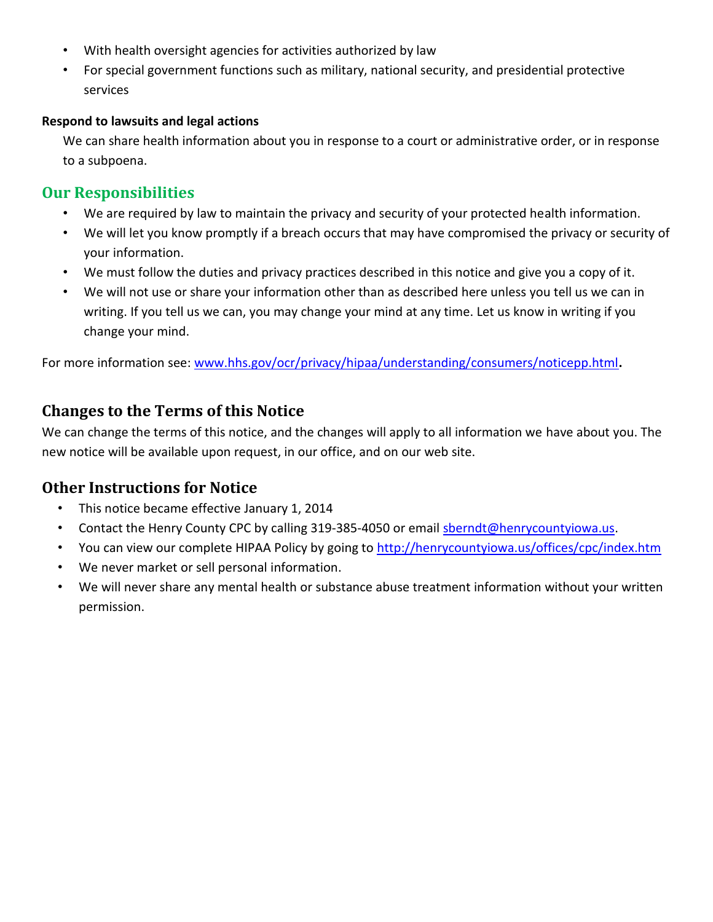- With health oversight agencies for activities authorized by law
- For special government functions such as military, national security, and presidential protective services

**Respond to lawsuits and legal actions**

We can share health information about you in response to a court or administrative order, or in response to a subpoena.

## Our Responsibilities

- We are required by law to maintain the privacy and security of your protected health information.
- We will let you know promptly if a breach occurs that may have compromised the privacy or security of your information.
- We must follow the duties and privacy practices described in this notice and give you a copy of it.
- We will not use or share your information other than as described here unless you tell us we can in writing. If you tell us we can, you may change your mind at any time. Let us know in writing if you change your mind.

For more information see: [www.hhs.gov/ocr/privacy/hipaa/understanding/consumers/noticepp.html](http://www.hhs.gov/ocr/privacy/hipaa/understanding/consumers/noticepp.html).

## Changes to the Terms of this Notice

We can change the terms of this notice, and the changes will apply to all information we have about you. The new notice will be available upon request, in our office, and on our web site.

## Other Instructions for Notice

- This notice became effective January 1, 2014
- Contact the Henry County CPC by calling 319-385-4050 or email [sberndt@henrycountyiowa.us](mailto:sberndt@henrycountyiowa.us).
- You can view our complete HIPAA Policy by going to [http://henrycountyiowa.us/offices/cpc/index.htm](http://henrycountyiowa.us/offices/cpc/index.htm)
- We never market or sell personal information.
- We will never share any mental health or substance abuse treatment information without your written permission.